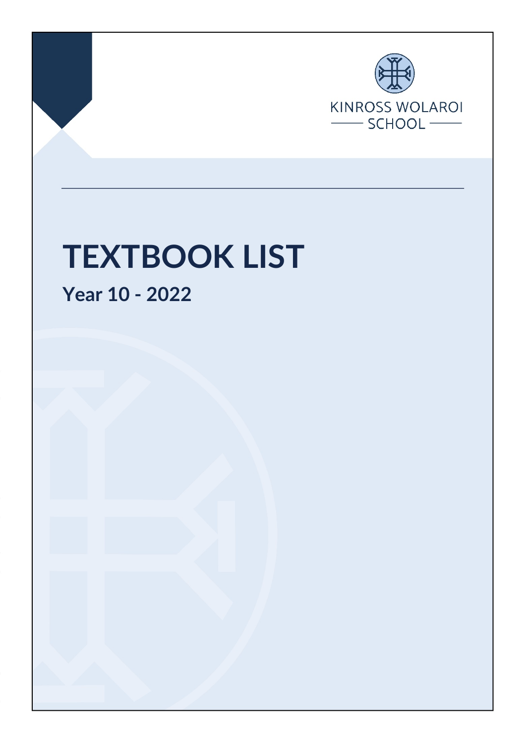KINROSS WOLAROI SCHOOL

# TEXTBOOK LIST

## Year 10 - 2022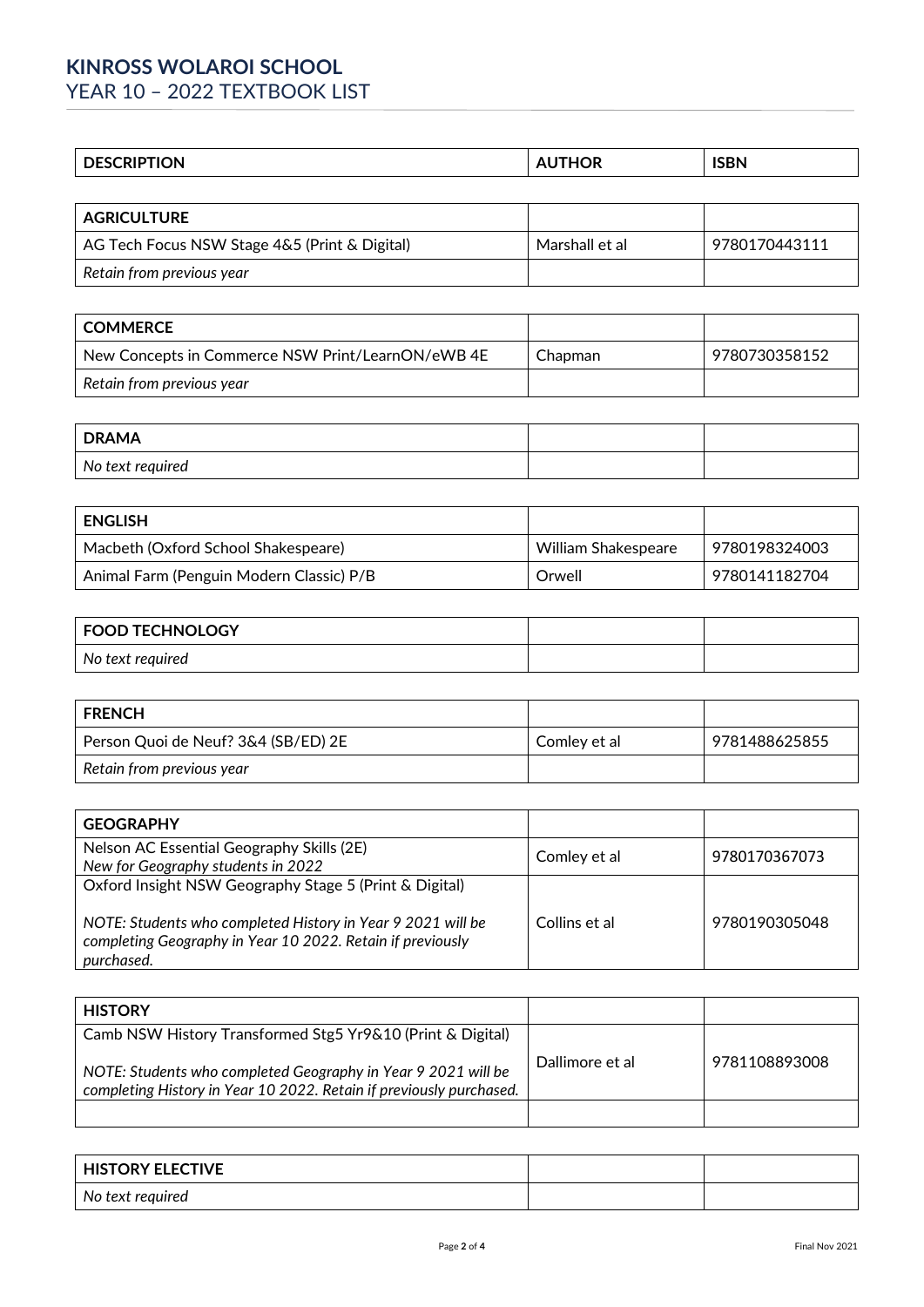# KINROSS WOLAROI SCHOOL

## YEAR 10 – 2022 TEXTBOOK LIST

| DESCRIPTION | AUTHOR | ISBN |
|---|---|---|
| **AGRICULTURE** | | |
| AG Tech Focus NSW Stage 4&5 (Print & Digital) | Marshall et al | 9780170443111 |
| *Retain from previous year* | | |
| **COMMERCE** | | |
| New Concepts in Commerce NSW Print/LearnON/eWB 4E | Chapman | 9780730358152 |
| *Retain from previous year* | | |
| **DRAMA** | | |
| *No text required* | | |
| **ENGLISH** | | |
| Macbeth (Oxford School Shakespeare) | William Shakespeare | 9780198324003 |
| Animal Farm (Penguin Modern Classic) P/B | Orwell | 9780141182704 |
| **FOOD TECHNOLOGY** | | |
| *No text required* | | |
| **FRENCH** | | |
| Person Quoi de Neuf? 3&4 (SB/ED) 2E | Comley et al | 9781488625855 |
| *Retain from previous year* | | |
| **GEOGRAPHY** | | |
| Nelson AC Essential Geography Skills (2E) *New for Geography students in 2022* | Comley et al | 9780170367073 |
| Oxford Insight NSW Geography Stage 5 (Print & Digital) *NOTE: Students who completed History in Year 9 2021 will be completing Geography in Year 10 2022. Retain if previously purchased.* | Collins et al | 9780190305048 |
| **HISTORY** | | |
| Camb NSW History Transformed Stg5 Yr9&10 (Print & Digital) *NOTE: Students who completed Geography in Year 9 2021 will be completing History in Year 10 2022. Retain if previously purchased.* | Dallimore et al | 9781108893008 |
| | | |
| **HISTORY ELECTIVE** | | |
| *No text required* | | |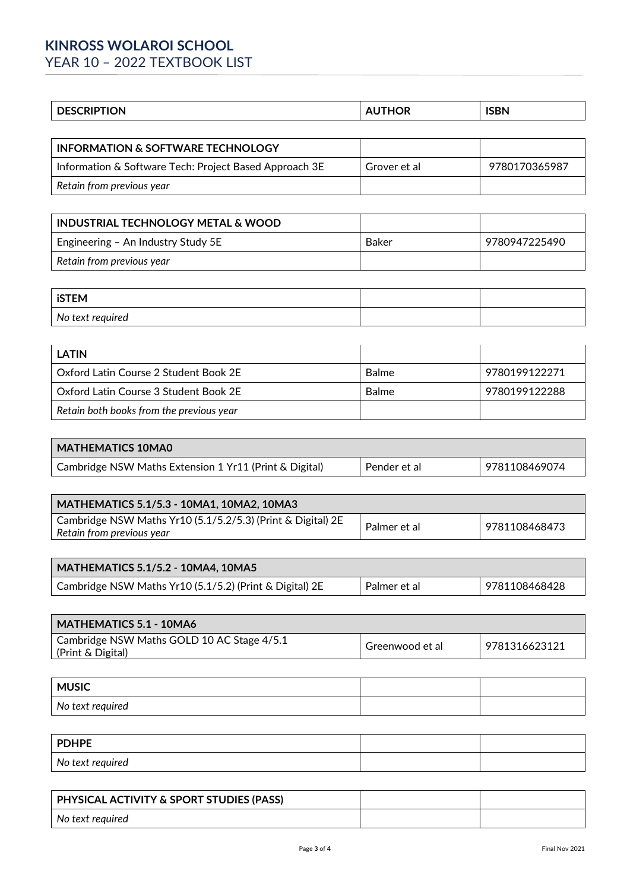# KINROSS WOLAROI SCHOOL
## YEAR 10 – 2022 TEXTBOOK LIST

| DESCRIPTION | AUTHOR | ISBN |
| --- | --- | --- |
| **INFORMATION & SOFTWARE TECHNOLOGY** | | |
| Information & Software Tech: Project Based Approach 3E | Grover et al | 9780170365987 |
| *Retain from previous year* | | |
| **INDUSTRIAL TECHNOLOGY METAL & WOOD** | | |
| Engineering – An Industry Study 5E | Baker | 9780947225490 |
| *Retain from previous year* | | |
| **iSTEM** | | |
| *No text required* | | |
| **LATIN** | | |
| Oxford Latin Course 2 Student Book 2E | Balme | 9780199122271 |
| Oxford Latin Course 3 Student Book 2E | Balme | 9780199122288 |
| *Retain both books from the previous year* | | |
| **MATHEMATICS 10MA0** | | |
| Cambridge NSW Maths Extension 1 Yr11 (Print & Digital) | Pender et al | 9781108469074 |
| **MATHEMATICS 5.1/5.3 - 10MA1, 10MA2, 10MA3** | | |
| Cambridge NSW Maths Yr10 (5.1/5.2/5.3) (Print & Digital) 2E *Retain from previous year* | Palmer et al | 9781108468473 |
| **MATHEMATICS 5.1/5.2 - 10MA4, 10MA5** | | |
| Cambridge NSW Maths Yr10 (5.1/5.2) (Print & Digital) 2E | Palmer et al | 9781108468428 |
| **MATHEMATICS 5.1 - 10MA6** | | |
| Cambridge NSW Maths GOLD 10 AC Stage 4/5.1 (Print & Digital) | Greenwood et al | 9781316623121 |
| **MUSIC** | | |
| *No text required* | | |
| **PDHPE** | | |
| *No text required* | | |
| **PHYSICAL ACTIVITY & SPORT STUDIES (PASS)** | | |
| *No text required* | | |

Final Nov 2021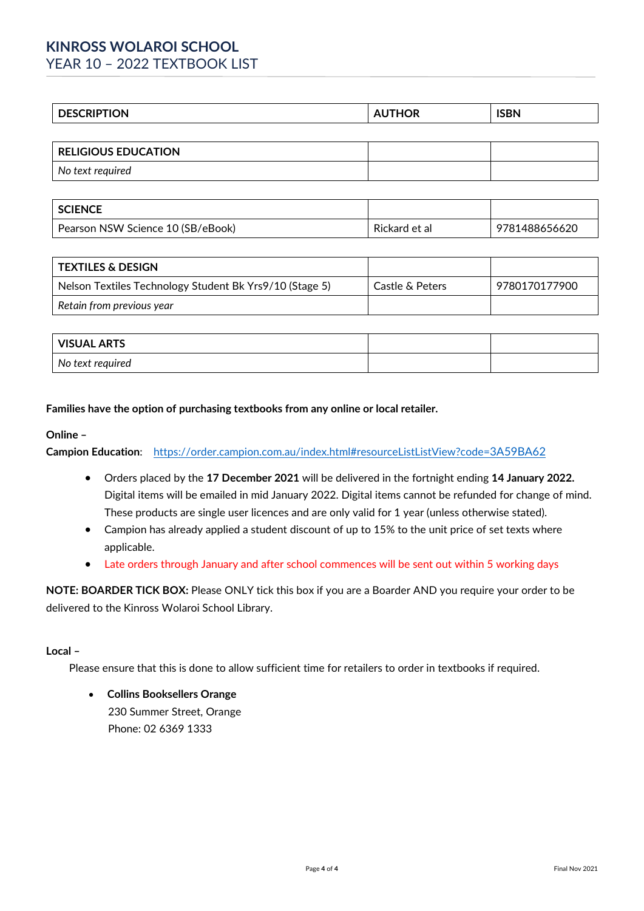# KINROSS WOLAROI SCHOOL

## YEAR 10 – 2022 TEXTBOOK LIST

| DESCRIPTION | AUTHOR | ISBN |
|---|---|---|
| **RELIGIOUS EDUCATION** | | |
| *No text required* | | |
| **SCIENCE** | | |
| Pearson NSW Science 10 (SB/eBook) | Rickard et al | 9781488656620 |
| **TEXTILES & DESIGN** | | |
| Nelson Textiles Technology Student Bk Yrs9/10 (Stage 5) | Castle & Peters | 9780170177900 |
| *Retain from previous year* | | |
| **VISUAL ARTS** | | |
| *No text required* | | |

**Families have the option of purchasing textbooks from any online or local retailer.**

**Online –**

**Campion Education**: https://order.campion.com.au/index.html#resourceListListView?code=3A59BA62

- Orders placed by the **17 December 2021** will be delivered in the fortnight ending **14 January 2022.** Digital items will be emailed in mid January 2022. Digital items cannot be refunded for change of mind. These products are single user licences and are only valid for 1 year (unless otherwise stated).
- Campion has already applied a student discount of up to 15% to the unit price of set texts where applicable.
- Late orders through January and after school commences will be sent out within 5 working days

**NOTE: BOARDER TICK BOX:** Please ONLY tick this box if you are a Boarder AND you require your order to be delivered to the Kinross Wolaroi School Library.

**Local –**

Please ensure that this is done to allow sufficient time for retailers to order in textbooks if required.

- **Collins Booksellers Orange**
  230 Summer Street, Orange
  Phone: 02 6369 1333

Final Nov 2021